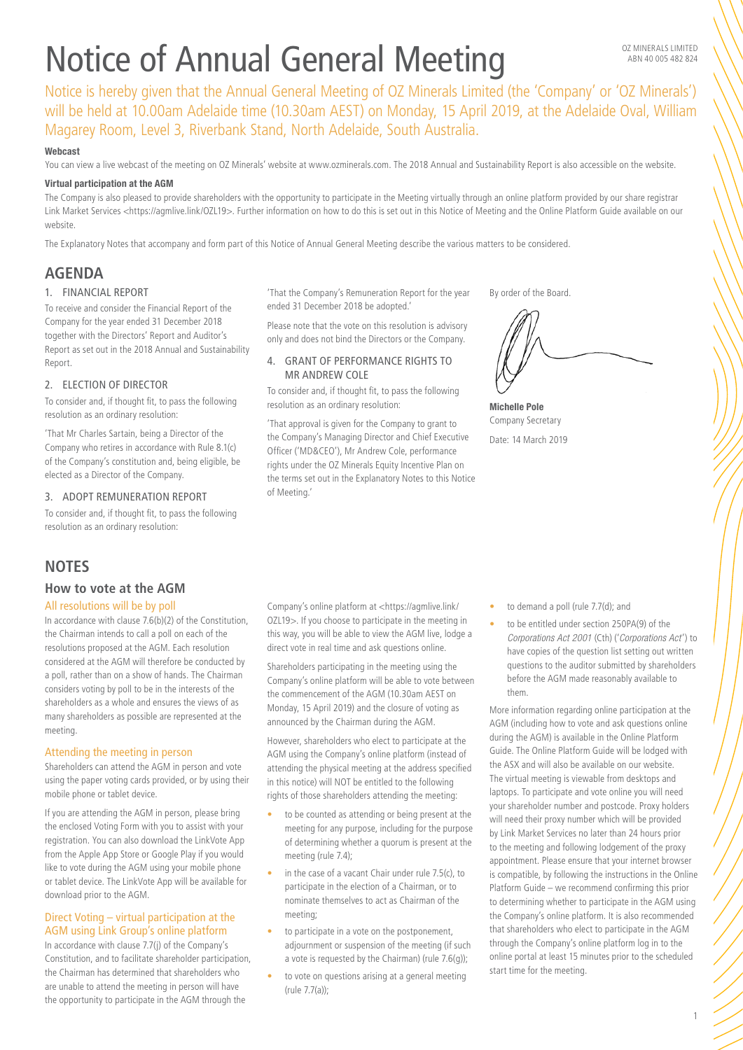OZ MINERALS LIMITED
ABN 40 005 482 824

# Notice of Annual General Meeting

Notice is hereby given that the Annual General Meeting of OZ Minerals Limited (the 'Company' or 'OZ Minerals') will be held at 10.00am Adelaide time (10.30am AEST) on Monday, 15 April 2019, at the Adelaide Oval, William Magarey Room, Level 3, Riverbank Stand, North Adelaide, South Australia.

**Webcast**

You can view a live webcast of the meeting on OZ Minerals' website at www.ozminerals.com. The 2018 Annual and Sustainability Report is also accessible on the website.

**Virtual participation at the AGM**

The Company is also pleased to provide shareholders with the opportunity to participate in the Meeting virtually through an online platform provided by our share registrar Link Market Services <https://agmlive.link/OZL19>. Further information on how to do this is set out in this Notice of Meeting and the Online Platform Guide available on our website.

The Explanatory Notes that accompany and form part of this Notice of Annual General Meeting describe the various matters to be considered.

## AGENDA

### 1. FINANCIAL REPORT

To receive and consider the Financial Report of the Company for the year ended 31 December 2018 together with the Directors' Report and Auditor's Report as set out in the 2018 Annual and Sustainability Report.

### 2. ELECTION OF DIRECTOR

To consider and, if thought fit, to pass the following resolution as an ordinary resolution:

'That Mr Charles Sartain, being a Director of the Company who retires in accordance with Rule 8.1(c) of the Company's constitution and, being eligible, be elected as a Director of the Company.

### 3. ADOPT REMUNERATION REPORT

To consider and, if thought fit, to pass the following resolution as an ordinary resolution:

'That the Company's Remuneration Report for the year ended 31 December 2018 be adopted.'

Please note that the vote on this resolution is advisory only and does not bind the Directors or the Company.

### 4. GRANT OF PERFORMANCE RIGHTS TO MR ANDREW COLE

To consider and, if thought fit, to pass the following resolution as an ordinary resolution:

'That approval is given for the Company to grant to the Company's Managing Director and Chief Executive Officer ('MD&CEO'), Mr Andrew Cole, performance rights under the OZ Minerals Equity Incentive Plan on the terms set out in the Explanatory Notes to this Notice of Meeting.'

By order of the Board.

**Michelle Pole**
Company Secretary

Date: 14 March 2019

## NOTES

### How to vote at the AGM

#### All resolutions will be by poll

In accordance with clause 7.6(b)(2) of the Constitution, the Chairman intends to call a poll on each of the resolutions proposed at the AGM. Each resolution considered at the AGM will therefore be conducted by a poll, rather than on a show of hands. The Chairman considers voting by poll to be in the interests of the shareholders as a whole and ensures the views of as many shareholders as possible are represented at the meeting.

#### Attending the meeting in person

Shareholders can attend the AGM in person and vote using the paper voting cards provided, or by using their mobile phone or tablet device.

If you are attending the AGM in person, please bring the enclosed Voting Form with you to assist with your registration. You can also download the LinkVote App from the Apple App Store or Google Play if you would like to vote during the AGM using your mobile phone or tablet device. The LinkVote App will be available for download prior to the AGM.

#### Direct Voting – virtual participation at the AGM using Link Group's online platform

In accordance with clause 7.7(j) of the Company's Constitution, and to facilitate shareholder participation, the Chairman has determined that shareholders who are unable to attend the meeting in person will have the opportunity to participate in the AGM through the Company's online platform at <https://agmlive.link/OZL19>. If you choose to participate in the meeting in this way, you will be able to view the AGM live, lodge a direct vote in real time and ask questions online.

Shareholders participating in the meeting using the Company's online platform will be able to vote between the commencement of the AGM (10.30am AEST on Monday, 15 April 2019) and the closure of voting as announced by the Chairman during the AGM.

However, shareholders who elect to participate at the AGM using the Company's online platform (instead of attending the physical meeting at the address specified in this notice) will NOT be entitled to the following rights of those shareholders attending the meeting:

- to be counted as attending or being present at the meeting for any purpose, including for the purpose of determining whether a quorum is present at the meeting (rule 7.4);
- in the case of a vacant Chair under rule 7.5(c), to participate in the election of a Chairman, or to nominate themselves to act as Chairman of the meeting;
- to participate in a vote on the postponement, adjournment or suspension of the meeting (if such a vote is requested by the Chairman) (rule 7.6(g));
- to vote on questions arising at a general meeting (rule 7.7(a));
- to demand a poll (rule 7.7(d); and
- to be entitled under section 250PA(9) of the *Corporations Act 2001* (Cth) ('*Corporations Act*') to have copies of the question list setting out written questions to the auditor submitted by shareholders before the AGM made reasonably available to them.

More information regarding online participation at the AGM (including how to vote and ask questions online during the AGM) is available in the Online Platform Guide. The Online Platform Guide will be lodged with the ASX and will also be available on our website. The virtual meeting is viewable from desktops and laptops. To participate and vote online you will need your shareholder number and postcode. Proxy holders will need their proxy number which will be provided by Link Market Services no later than 24 hours prior to the meeting and following lodgement of the proxy appointment. Please ensure that your internet browser is compatible, by following the instructions in the Online Platform Guide – we recommend confirming this prior to determining whether to participate in the AGM using the Company's online platform. It is also recommended that shareholders who elect to participate in the AGM through the Company's online platform log in to the online portal at least 15 minutes prior to the scheduled start time for the meeting.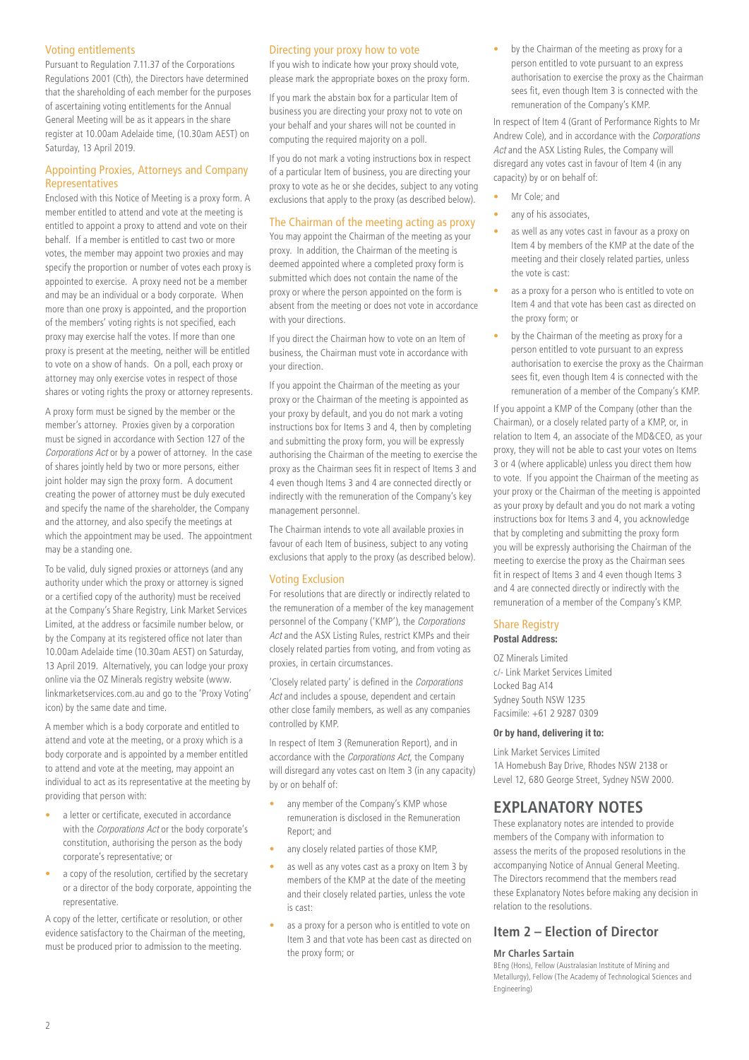## Voting entitlements

Pursuant to Regulation 7.11.37 of the Corporations Regulations 2001 (Cth), the Directors have determined that the shareholding of each member for the purposes of ascertaining voting entitlements for the Annual General Meeting will be as it appears in the share register at 10.00am Adelaide time, (10.30am AEST) on Saturday, 13 April 2019.

## Appointing Proxies, Attorneys and Company Representatives

Enclosed with this Notice of Meeting is a proxy form. A member entitled to attend and vote at the meeting is entitled to appoint a proxy to attend and vote on their behalf. If a member is entitled to cast two or more votes, the member may appoint two proxies and may specify the proportion or number of votes each proxy is appointed to exercise. A proxy need not be a member and may be an individual or a body corporate. When more than one proxy is appointed, and the proportion of the members' voting rights is not specified, each proxy may exercise half the votes. If more than one proxy is present at the meeting, neither will be entitled to vote on a show of hands. On a poll, each proxy or attorney may only exercise votes in respect of those shares or voting rights the proxy or attorney represents.

A proxy form must be signed by the member or the member's attorney. Proxies given by a corporation must be signed in accordance with Section 127 of the *Corporations Act* or by a power of attorney. In the case of shares jointly held by two or more persons, either joint holder may sign the proxy form. A document creating the power of attorney must be duly executed and specify the name of the shareholder, the Company and the attorney, and also specify the meetings at which the appointment may be used. The appointment may be a standing one.

To be valid, duly signed proxies or attorneys (and any authority under which the proxy or attorney is signed or a certified copy of the authority) must be received at the Company's Share Registry, Link Market Services Limited, at the address or facsimile number below, or by the Company at its registered office not later than 10.00am Adelaide time (10.30am AEST) on Saturday, 13 April 2019. Alternatively, you can lodge your proxy online via the OZ Minerals registry website (www.linkmarketservices.com.au and go to the 'Proxy Voting' icon) by the same date and time.

A member which is a body corporate and entitled to attend and vote at the meeting, or a proxy which is a body corporate and is appointed by a member entitled to attend and vote at the meeting, may appoint an individual to act as its representative at the meeting by providing that person with:

- a letter or certificate, executed in accordance with the *Corporations Act* or the body corporate's constitution, authorising the person as the body corporate's representative; or
- a copy of the resolution, certified by the secretary or a director of the body corporate, appointing the representative.

A copy of the letter, certificate or resolution, or other evidence satisfactory to the Chairman of the meeting, must be produced prior to admission to the meeting.

## Directing your proxy how to vote

If you wish to indicate how your proxy should vote, please mark the appropriate boxes on the proxy form.

If you mark the abstain box for a particular Item of business you are directing your proxy not to vote on your behalf and your shares will not be counted in computing the required majority on a poll.

If you do not mark a voting instructions box in respect of a particular Item of business, you are directing your proxy to vote as he or she decides, subject to any voting exclusions that apply to the proxy (as described below).

## The Chairman of the meeting acting as proxy

You may appoint the Chairman of the meeting as your proxy. In addition, the Chairman of the meeting is deemed appointed where a completed proxy form is submitted which does not contain the name of the proxy or where the person appointed on the form is absent from the meeting or does not vote in accordance with your directions.

If you direct the Chairman how to vote on an Item of business, the Chairman must vote in accordance with your direction.

If you appoint the Chairman of the meeting as your proxy or the Chairman of the meeting is appointed as your proxy by default, and you do not mark a voting instructions box for Items 3 and 4, then by completing and submitting the proxy form, you will be expressly authorising the Chairman of the meeting to exercise the proxy as the Chairman sees fit in respect of Items 3 and 4 even though Items 3 and 4 are connected directly or indirectly with the remuneration of the Company's key management personnel.

The Chairman intends to vote all available proxies in favour of each Item of business, subject to any voting exclusions that apply to the proxy (as described below).

## Voting Exclusion

For resolutions that are directly or indirectly related to the remuneration of a member of the key management personnel of the Company ('KMP'), the *Corporations Act* and the ASX Listing Rules, restrict KMPs and their closely related parties from voting, and from voting as proxies, in certain circumstances.

'Closely related party' is defined in the *Corporations Act* and includes a spouse, dependent and certain other close family members, as well as any companies controlled by KMP.

In respect of Item 3 (Remuneration Report), and in accordance with the *Corporations Act*, the Company will disregard any votes cast on Item 3 (in any capacity) by or on behalf of:

- any member of the Company's KMP whose remuneration is disclosed in the Remuneration Report; and
- any closely related parties of those KMP,
- as well as any votes cast as a proxy on Item 3 by members of the KMP at the date of the meeting and their closely related parties, unless the vote is cast:
- as a proxy for a person who is entitled to vote on Item 3 and that vote has been cast as directed on the proxy form; or
- by the Chairman of the meeting as proxy for a person entitled to vote pursuant to an express authorisation to exercise the proxy as the Chairman sees fit, even though Item 3 is connected with the remuneration of the Company's KMP.

In respect of Item 4 (Grant of Performance Rights to Mr Andrew Cole), and in accordance with the *Corporations Act* and the ASX Listing Rules, the Company will disregard any votes cast in favour of Item 4 (in any capacity) by or on behalf of:

- Mr Cole; and
- any of his associates,
- as well as any votes cast in favour as a proxy on Item 4 by members of the KMP at the date of the meeting and their closely related parties, unless the vote is cast:
- as a proxy for a person who is entitled to vote on Item 4 and that vote has been cast as directed on the proxy form; or
- by the Chairman of the meeting as proxy for a person entitled to vote pursuant to an express authorisation to exercise the proxy as the Chairman sees fit, even though Item 4 is connected with the remuneration of a member of the Company's KMP.

If you appoint a KMP of the Company (other than the Chairman), or a closely related party of a KMP, or, in relation to Item 4, an associate of the MD&CEO, as your proxy, they will not be able to cast your votes on Items 3 or 4 (where applicable) unless you direct them how to vote. If you appoint the Chairman of the meeting as your proxy or the Chairman of the meeting is appointed as your proxy by default and you do not mark a voting instructions box for Items 3 and 4, you acknowledge that by completing and submitting the proxy form you will be expressly authorising the Chairman of the meeting to exercise the proxy as the Chairman sees fit in respect of Items 3 and 4 even though Items 3 and 4 are connected directly or indirectly with the remuneration of a member of the Company's KMP.

## Share Registry

**Postal Address:**

OZ Minerals Limited
c/- Link Market Services Limited
Locked Bag A14
Sydney South NSW 1235
Facsimile: +61 2 9287 0309

**Or by hand, delivering it to:**

Link Market Services Limited
1A Homebush Bay Drive, Rhodes NSW 2138 or
Level 12, 680 George Street, Sydney NSW 2000.

# EXPLANATORY NOTES

These explanatory notes are intended to provide members of the Company with information to assess the merits of the proposed resolutions in the accompanying Notice of Annual General Meeting. The Directors recommend that the members read these Explanatory Notes before making any decision in relation to the resolutions.

## Item 2 – Election of Director

**Mr Charles Sartain**

BEng (Hons), Fellow (Australasian Institute of Mining and Metallurgy), Fellow (The Academy of Technological Sciences and Engineering)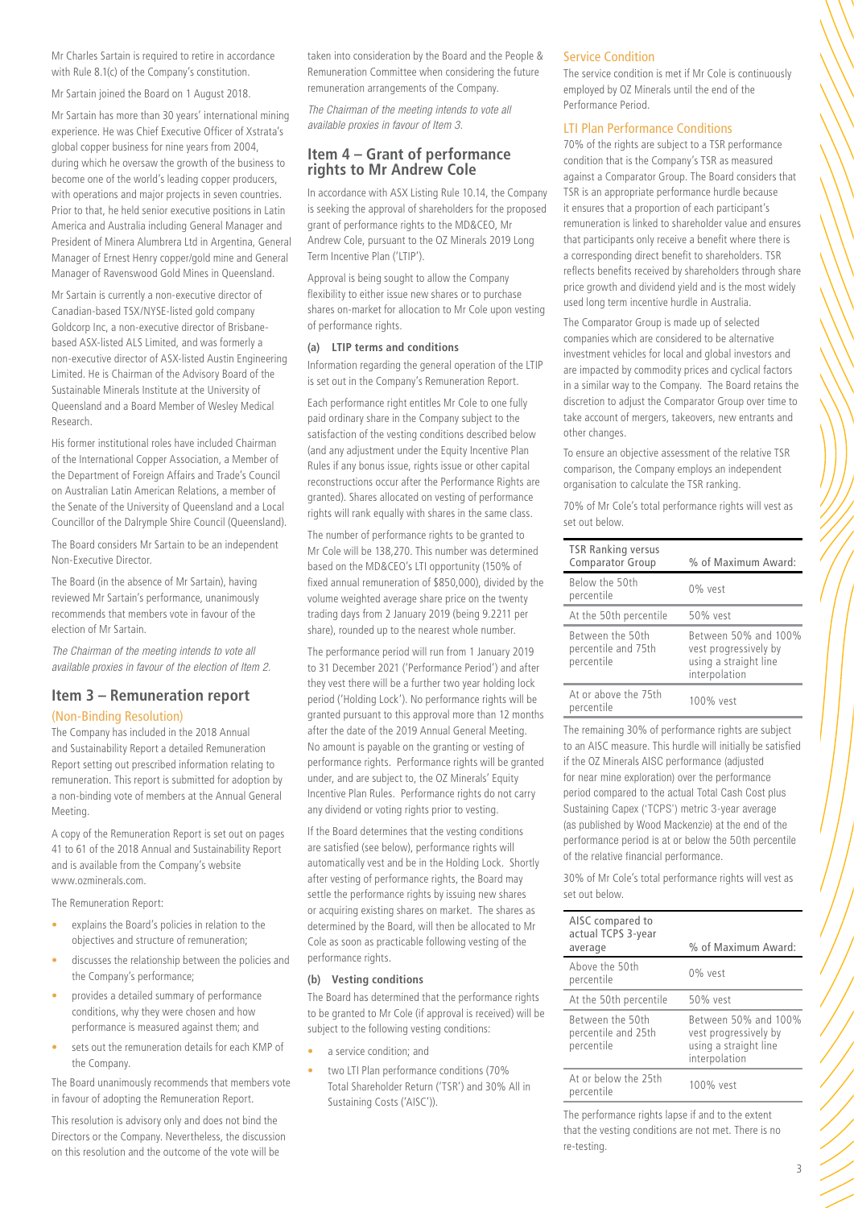Mr Charles Sartain is required to retire in accordance with Rule 8.1(c) of the Company's constitution.

Mr Sartain joined the Board on 1 August 2018.

Mr Sartain has more than 30 years' international mining experience. He was Chief Executive Officer of Xstrata's global copper business for nine years from 2004, during which he oversaw the growth of the business to become one of the world's leading copper producers, with operations and major projects in seven countries. Prior to that, he held senior executive positions in Latin America and Australia including General Manager and President of Minera Alumbrera Ltd in Argentina, General Manager of Ernest Henry copper/gold mine and General Manager of Ravenswood Gold Mines in Queensland.

Mr Sartain is currently a non-executive director of Canadian-based TSX/NYSE-listed gold company Goldcorp Inc, a non-executive director of Brisbane-based ASX-listed ALS Limited, and was formerly a non-executive director of ASX-listed Austin Engineering Limited. He is Chairman of the Advisory Board of the Sustainable Minerals Institute at the University of Queensland and a Board Member of Wesley Medical Research.

His former institutional roles have included Chairman of the International Copper Association, a Member of the Department of Foreign Affairs and Trade's Council on Australian Latin American Relations, a member of the Senate of the University of Queensland and a Local Councillor of the Dalrymple Shire Council (Queensland).

The Board considers Mr Sartain to be an independent Non-Executive Director.

The Board (in the absence of Mr Sartain), having reviewed Mr Sartain's performance, unanimously recommends that members vote in favour of the election of Mr Sartain.

*The Chairman of the meeting intends to vote all available proxies in favour of the election of Item 2.*

## Item 3 – Remuneration report

### (Non-Binding Resolution)

The Company has included in the 2018 Annual and Sustainability Report a detailed Remuneration Report setting out prescribed information relating to remuneration. This report is submitted for adoption by a non-binding vote of members at the Annual General Meeting.

A copy of the Remuneration Report is set out on pages 41 to 61 of the 2018 Annual and Sustainability Report and is available from the Company's website www.ozminerals.com.

The Remuneration Report:

- explains the Board's policies in relation to the objectives and structure of remuneration;
- discusses the relationship between the policies and the Company's performance;
- provides a detailed summary of performance conditions, why they were chosen and how performance is measured against them; and
- sets out the remuneration details for each KMP of the Company.

The Board unanimously recommends that members vote in favour of adopting the Remuneration Report.

This resolution is advisory only and does not bind the Directors or the Company. Nevertheless, the discussion on this resolution and the outcome of the vote will be taken into consideration by the Board and the People & Remuneration Committee when considering the future remuneration arrangements of the Company.

*The Chairman of the meeting intends to vote all available proxies in favour of Item 3.*

## Item 4 – Grant of performance rights to Mr Andrew Cole

In accordance with ASX Listing Rule 10.14, the Company is seeking the approval of shareholders for the proposed grant of performance rights to the MD&CEO, Mr Andrew Cole, pursuant to the OZ Minerals 2019 Long Term Incentive Plan ('LTIP').

Approval is being sought to allow the Company flexibility to either issue new shares or to purchase shares on-market for allocation to Mr Cole upon vesting of performance rights.

**(a) LTIP terms and conditions**

Information regarding the general operation of the LTIP is set out in the Company's Remuneration Report.

Each performance right entitles Mr Cole to one fully paid ordinary share in the Company subject to the satisfaction of the vesting conditions described below (and any adjustment under the Equity Incentive Plan Rules if any bonus issue, rights issue or other capital reconstructions occur after the Performance Rights are granted). Shares allocated on vesting of performance rights will rank equally with shares in the same class.

The number of performance rights to be granted to Mr Cole will be 138,270. This number was determined based on the MD&CEO's LTI opportunity (150% of fixed annual remuneration of $850,000), divided by the volume weighted average share price on the twenty trading days from 2 January 2019 (being 9.2211 per share), rounded up to the nearest whole number.

The performance period will run from 1 January 2019 to 31 December 2021 ('Performance Period') and after they vest there will be a further two year holding lock period ('Holding Lock'). No performance rights will be granted pursuant to this approval more than 12 months after the date of the 2019 Annual General Meeting. No amount is payable on the granting or vesting of performance rights. Performance rights will be granted under, and are subject to, the OZ Minerals' Equity Incentive Plan Rules. Performance rights do not carry any dividend or voting rights prior to vesting.

If the Board determines that the vesting conditions are satisfied (see below), performance rights will automatically vest and be in the Holding Lock. Shortly after vesting of performance rights, the Board may settle the performance rights by issuing new shares or acquiring existing shares on market. The shares as determined by the Board, will then be allocated to Mr Cole as soon as practicable following vesting of the performance rights.

**(b) Vesting conditions**

The Board has determined that the performance rights to be granted to Mr Cole (if approval is received) will be subject to the following vesting conditions:

- a service condition; and
- two LTI Plan performance conditions (70% Total Shareholder Return ('TSR') and 30% All in Sustaining Costs ('AISC')).

### Service Condition

The service condition is met if Mr Cole is continuously employed by OZ Minerals until the end of the Performance Period.

### LTI Plan Performance Conditions

70% of the rights are subject to a TSR performance condition that is the Company's TSR as measured against a Comparator Group. The Board considers that TSR is an appropriate performance hurdle because it ensures that a proportion of each participant's remuneration is linked to shareholder value and ensures that participants only receive a benefit where there is a corresponding direct benefit to shareholders. TSR reflects benefits received by shareholders through share price growth and dividend yield and is the most widely used long term incentive hurdle in Australia.

The Comparator Group is made up of selected companies which are considered to be alternative investment vehicles for local and global investors and are impacted by commodity prices and cyclical factors in a similar way to the Company. The Board retains the discretion to adjust the Comparator Group over time to take account of mergers, takeovers, new entrants and other changes.

To ensure an objective assessment of the relative TSR comparison, the Company employs an independent organisation to calculate the TSR ranking.

70% of Mr Cole's total performance rights will vest as set out below.

| TSR Ranking versus Comparator Group | % of Maximum Award: |
|---|---|
| Below the 50th percentile | 0% vest |
| At the 50th percentile | 50% vest |
| Between the 50th percentile and 75th percentile | Between 50% and 100% vest progressively by using a straight line interpolation |
| At or above the 75th percentile | 100% vest |

The remaining 30% of performance rights are subject to an AISC measure. This hurdle will initially be satisfied if the OZ Minerals AISC performance (adjusted for near mine exploration) over the performance period compared to the actual Total Cash Cost plus Sustaining Capex ('TCPS') metric 3-year average (as published by Wood Mackenzie) at the end of the performance period is at or below the 50th percentile of the relative financial performance.

30% of Mr Cole's total performance rights will vest as set out below.

| AISC compared to actual TCPS 3-year average | % of Maximum Award: |
|---|---|
| Above the 50th percentile | 0% vest |
| At the 50th percentile | 50% vest |
| Between the 50th percentile and 25th percentile | Between 50% and 100% vest progressively by using a straight line interpolation |
| At or below the 25th percentile | 100% vest |

The performance rights lapse if and to the extent that the vesting conditions are not met. There is no re-testing.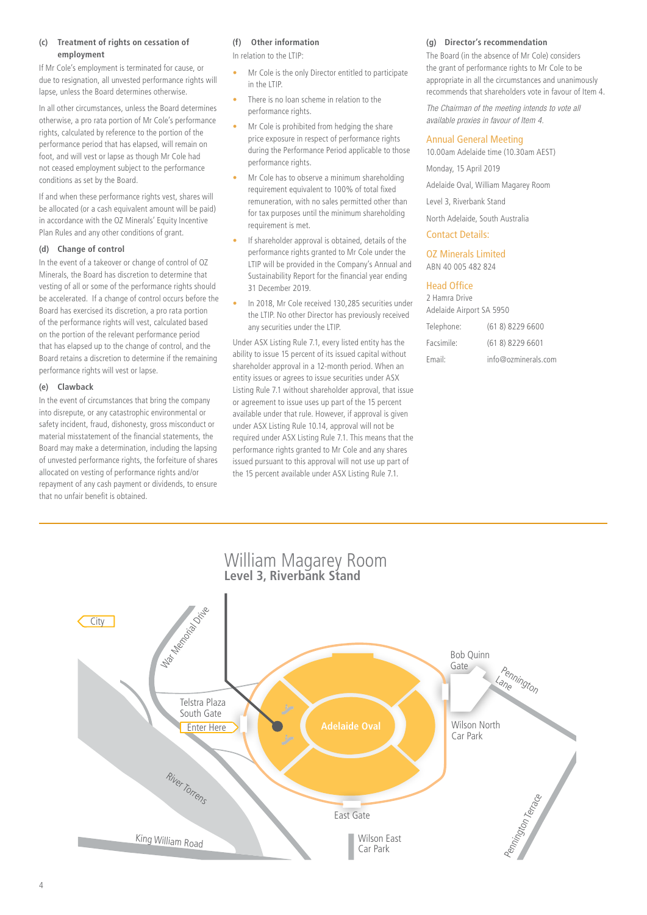### (c) Treatment of rights on cessation of employment

If Mr Cole's employment is terminated for cause, or due to resignation, all unvested performance rights will lapse, unless the Board determines otherwise.

In all other circumstances, unless the Board determines otherwise, a pro rata portion of Mr Cole's performance rights, calculated by reference to the portion of the performance period that has elapsed, will remain on foot, and will vest or lapse as though Mr Cole had not ceased employment subject to the performance conditions as set by the Board.

If and when these performance rights vest, shares will be allocated (or a cash equivalent amount will be paid) in accordance with the OZ Minerals' Equity Incentive Plan Rules and any other conditions of grant.

### (d) Change of control

In the event of a takeover or change of control of OZ Minerals, the Board has discretion to determine that vesting of all or some of the performance rights should be accelerated. If a change of control occurs before the Board has exercised its discretion, a pro rata portion of the performance rights will vest, calculated based on the portion of the relevant performance period that has elapsed up to the change of control, and the Board retains a discretion to determine if the remaining performance rights will vest or lapse.

### (e) Clawback

In the event of circumstances that bring the company into disrepute, or any catastrophic environmental or safety incident, fraud, dishonesty, gross misconduct or material misstatement of the financial statements, the Board may make a determination, including the lapsing of unvested performance rights, the forfeiture of shares allocated on vesting of performance rights and/or repayment of any cash payment or dividends, to ensure that no unfair benefit is obtained.

### (f) Other information

In relation to the LTIP:

- Mr Cole is the only Director entitled to participate in the LTIP.
- There is no loan scheme in relation to the performance rights.
- Mr Cole is prohibited from hedging the share price exposure in respect of performance rights during the Performance Period applicable to those performance rights.
- Mr Cole has to observe a minimum shareholding requirement equivalent to 100% of total fixed remuneration, with no sales permitted other than for tax purposes until the minimum shareholding requirement is met.
- If shareholder approval is obtained, details of the performance rights granted to Mr Cole under the LTIP will be provided in the Company's Annual and Sustainability Report for the financial year ending 31 December 2019.
- In 2018, Mr Cole received 130,285 securities under the LTIP. No other Director has previously received any securities under the LTIP.

Under ASX Listing Rule 7.1, every listed entity has the ability to issue 15 percent of its issued capital without shareholder approval in a 12-month period. When an entity issues or agrees to issue securities under ASX Listing Rule 7.1 without shareholder approval, that issue or agreement to issue uses up part of the 15 percent available under that rule. However, if approval is given under ASX Listing Rule 10.14, approval will not be required under ASX Listing Rule 7.1. This means that the performance rights granted to Mr Cole and any shares issued pursuant to this approval will not use up part of the 15 percent available under ASX Listing Rule 7.1.

### (g) Director's recommendation

The Board (in the absence of Mr Cole) considers the grant of performance rights to Mr Cole to be appropriate in all the circumstances and unanimously recommends that shareholders vote in favour of Item 4.

*The Chairman of the meeting intends to vote all available proxies in favour of Item 4.*

## Annual General Meeting

10.00am Adelaide time (10.30am AEST)

Monday, 15 April 2019

Adelaide Oval, William Magarey Room

Level 3, Riverbank Stand

North Adelaide, South Australia

## Contact Details:

## OZ Minerals Limited

ABN 40 005 482 824

## Head Office

2 Hamra Drive

Adelaide Airport SA 5950

| | |
|---|---|
| Telephone: | (61 8) 8229 6600 |
| Facsimile: | (61 8) 8229 6601 |
| Email: | info@ozminerals.com |

William Magarey Room
**Level 3, Riverbank Stand**

City
War Memorial Drive
Telstra Plaza
South Gate
Enter Here
Adelaide Oval
Bob Quinn Gate
Pennington Lane
Wilson North Car Park
River Torrens
East Gate
King William Road
Wilson East Car Park
Pennington Terrace